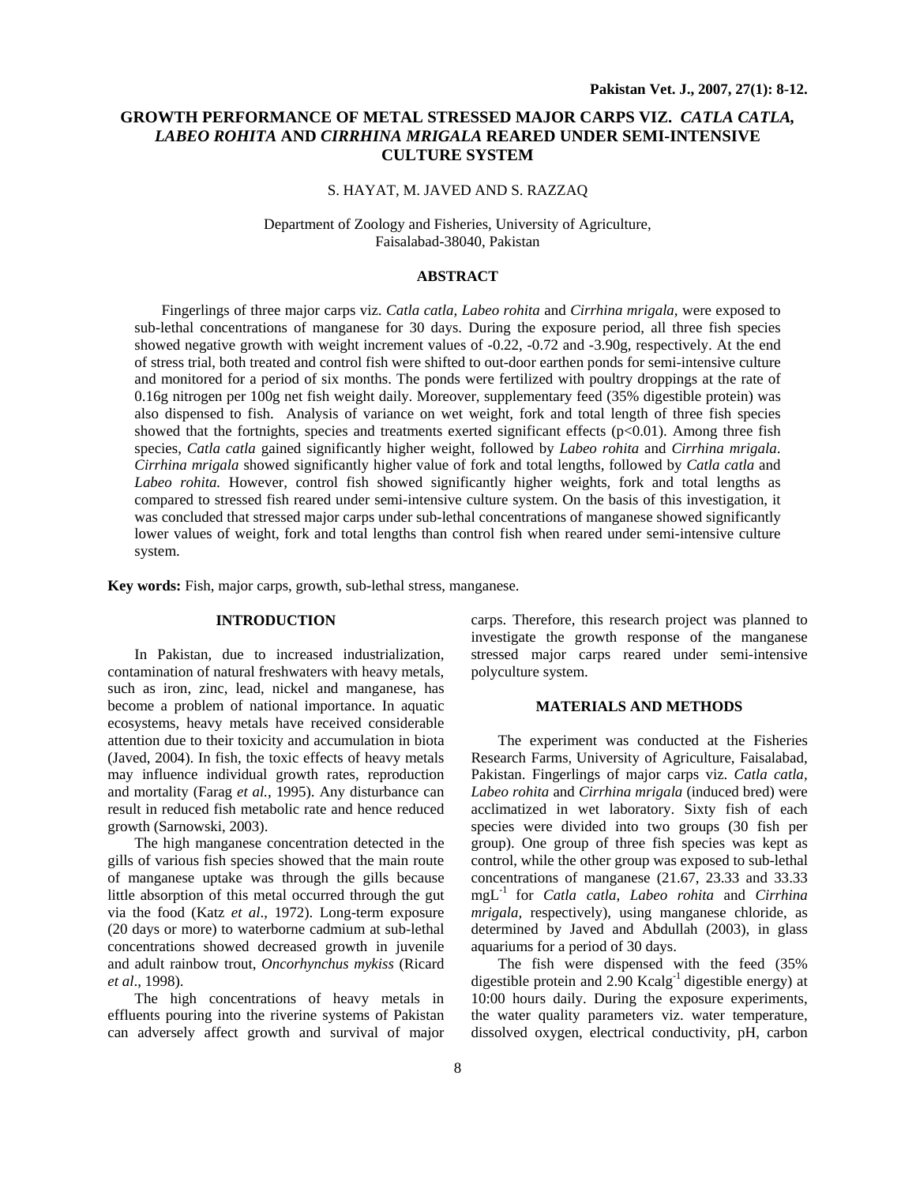# GROWTH PERFORMANCE OF METAL STRESSED MAJOR CARPS VIZ. *CATLA CATLA, LABEO ROHITA* AND *CIRRHINA MRIGALA* REARED UNDER SEMI-INTENSIVE CULTURE SYSTEM

S. HAYAT, M. JAVED AND S. RAZZAQ

Department of Zoology and Fisheries, University of Agriculture, Faisalabad-38040, Pakistan

## ABSTRACT

Fingerlings of three major carps viz. *Catla catla, Labeo rohita* and *Cirrhina mrigala*, were exposed to sub-lethal concentrations of manganese for 30 days. During the exposure period, all three fish species showed negative growth with weight increment values of -0.22, -0.72 and -3.90g, respectively. At the end of stress trial, both treated and control fish were shifted to out-door earthen ponds for semi-intensive culture and monitored for a period of six months. The ponds were fertilized with poultry droppings at the rate of 0.16g nitrogen per 100g net fish weight daily. Moreover, supplementary feed (35% digestible protein) was also dispensed to fish. Analysis of variance on wet weight, fork and total length of three fish species showed that the fortnights, species and treatments exerted significant effects ($p<0.01$). Among three fish species, *Catla catla* gained significantly higher weight, followed by *Labeo rohita* and *Cirrhina mrigala*. *Cirrhina mrigala* showed significantly higher value of fork and total lengths, followed by *Catla catla* and *Labeo rohita.* However, control fish showed significantly higher weights, fork and total lengths as compared to stressed fish reared under semi-intensive culture system. On the basis of this investigation, it was concluded that stressed major carps under sub-lethal concentrations of manganese showed significantly lower values of weight, fork and total lengths than control fish when reared under semi-intensive culture system.

**Key words:** Fish, major carps, growth, sub-lethal stress, manganese.

## INTRODUCTION

In Pakistan, due to increased industrialization, contamination of natural freshwaters with heavy metals, such as iron, zinc, lead, nickel and manganese, has become a problem of national importance. In aquatic ecosystems, heavy metals have received considerable attention due to their toxicity and accumulation in biota (Javed, 2004). In fish, the toxic effects of heavy metals may influence individual growth rates, reproduction and mortality (Farag *et al.*, 1995). Any disturbance can result in reduced fish metabolic rate and hence reduced growth (Sarnowski, 2003).

The high manganese concentration detected in the gills of various fish species showed that the main route of manganese uptake was through the gills because little absorption of this metal occurred through the gut via the food (Katz *et al*., 1972). Long-term exposure (20 days or more) to waterborne cadmium at sub-lethal concentrations showed decreased growth in juvenile and adult rainbow trout, *Oncorhynchus mykiss* (Ricard *et al*., 1998).

The high concentrations of heavy metals in effluents pouring into the riverine systems of Pakistan can adversely affect growth and survival of major carps. Therefore, this research project was planned to investigate the growth response of the manganese stressed major carps reared under semi-intensive polyculture system.

## MATERIALS AND METHODS

The experiment was conducted at the Fisheries Research Farms, University of Agriculture, Faisalabad, Pakistan. Fingerlings of major carps viz. *Catla catla, Labeo rohita* and *Cirrhina mrigala* (induced bred) were acclimatized in wet laboratory. Sixty fish of each species were divided into two groups (30 fish per group). One group of three fish species was kept as control, while the other group was exposed to sub-lethal concentrations of manganese (21.67, 23.33 and 33.33 $mgL^{-1}$ for *Catla catla, Labeo rohita* and *Cirrhina mrigala,* respectively), using manganese chloride, as determined by Javed and Abdullah (2003), in glass aquariums for a period of 30 days.

The fish were dispensed with the feed (35% digestible protein and 2.90 $Kcalg^{-1}$ digestible energy) at 10:00 hours daily. During the exposure experiments, the water quality parameters viz. water temperature, dissolved oxygen, electrical conductivity, pH, carbon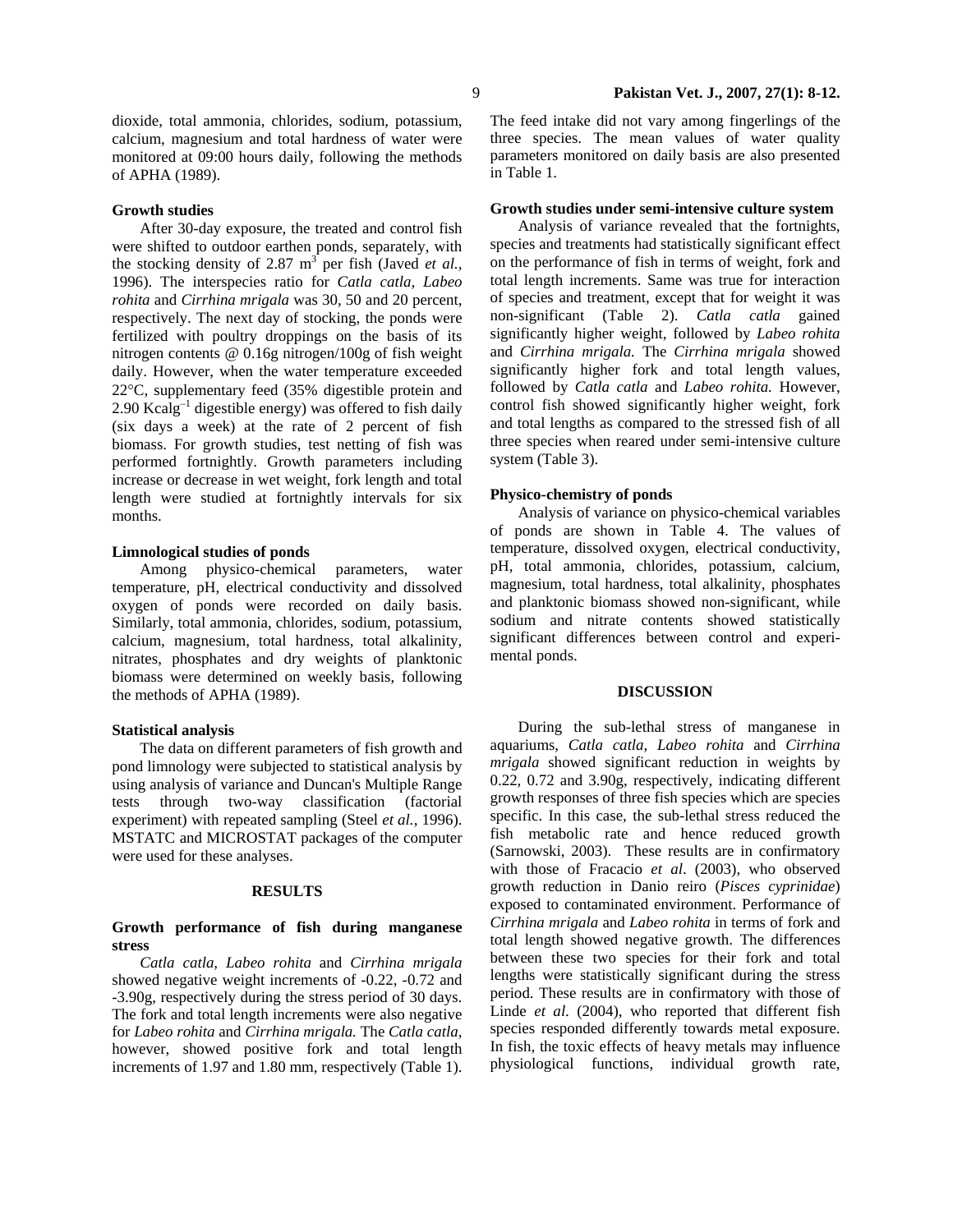dioxide, total ammonia, chlorides, sodium, potassium, calcium, magnesium and total hardness of water were monitored at 09:00 hours daily, following the methods of APHA (1989).

### Growth studies

After 30-day exposure, the treated and control fish were shifted to outdoor earthen ponds, separately, with the stocking density of 2.87 $m^3$ per fish (Javed *et al.*, 1996). The interspecies ratio for *Catla catla, Labeo rohita* and *Cirrhina mrigala* was 30, 50 and 20 percent, respectively. The next day of stocking, the ponds were fertilized with poultry droppings on the basis of its nitrogen contents @ 0.16g nitrogen/100g of fish weight daily. However, when the water temperature exceeded 22°C, supplementary feed (35% digestible protein and 2.90 $Kcalg^{-1}$ digestible energy) was offered to fish daily (six days a week) at the rate of 2 percent of fish biomass. For growth studies, test netting of fish was performed fortnightly. Growth parameters including increase or decrease in wet weight, fork length and total length were studied at fortnightly intervals for six months.

### Limnological studies of ponds

Among physico-chemical parameters, water temperature, pH, electrical conductivity and dissolved oxygen of ponds were recorded on daily basis. Similarly, total ammonia, chlorides, sodium, potassium, calcium, magnesium, total hardness, total alkalinity, nitrates, phosphates and dry weights of planktonic biomass were determined on weekly basis, following the methods of APHA (1989).

### Statistical analysis

The data on different parameters of fish growth and pond limnology were subjected to statistical analysis by using analysis of variance and Duncan's Multiple Range tests through two-way classification (factorial experiment) with repeated sampling (Steel *et al.*, 1996). MSTATC and MICROSTAT packages of the computer were used for these analyses.

## RESULTS

### Growth performance of fish during manganese stress

*Catla catla, Labeo rohita* and *Cirrhina mrigala* showed negative weight increments of -0.22, -0.72 and -3.90g, respectively during the stress period of 30 days. The fork and total length increments were also negative for *Labeo rohita* and *Cirrhina mrigala.* The *Catla catla*, however, showed positive fork and total length increments of 1.97 and 1.80 mm, respectively (Table 1). The feed intake did not vary among fingerlings of the three species. The mean values of water quality parameters monitored on daily basis are also presented in Table 1.

### Growth studies under semi-intensive culture system

Analysis of variance revealed that the fortnights, species and treatments had statistically significant effect on the performance of fish in terms of weight, fork and total length increments. Same was true for interaction of species and treatment, except that for weight it was non-significant (Table 2). *Catla catla* gained significantly higher weight, followed by *Labeo rohita* and *Cirrhina mrigala.* The *Cirrhina mrigala* showed significantly higher fork and total length values, followed by *Catla catla* and *Labeo rohita.* However, control fish showed significantly higher weight, fork and total lengths as compared to the stressed fish of all three species when reared under semi-intensive culture system (Table 3).

### Physico-chemistry of ponds

Analysis of variance on physico-chemical variables of ponds are shown in Table 4. The values of temperature, dissolved oxygen, electrical conductivity, pH, total ammonia, chlorides, potassium, calcium, magnesium, total hardness, total alkalinity, phosphates and planktonic biomass showed non-significant, while sodium and nitrate contents showed statistically significant differences between control and experimental ponds.

## DISCUSSION

During the sub-lethal stress of manganese in aquariums, *Catla catla, Labeo rohita* and *Cirrhina mrigala* showed significant reduction in weights by 0.22, 0.72 and 3.90g, respectively, indicating different growth responses of three fish species which are species specific. In this case, the sub-lethal stress reduced the fish metabolic rate and hence reduced growth (Sarnowski, 2003). These results are in confirmatory with those of Fracacio *et al*. (2003), who observed growth reduction in Danio reiro (*Pisces cyprinidae*) exposed to contaminated environment. Performance of *Cirrhina mrigala* and *Labeo rohita* in terms of fork and total length showed negative growth. The differences between these two species for their fork and total lengths were statistically significant during the stress period. These results are in confirmatory with those of Linde *et al.* (2004), who reported that different fish species responded differently towards metal exposure. In fish, the toxic effects of heavy metals may influence physiological functions, individual growth rate,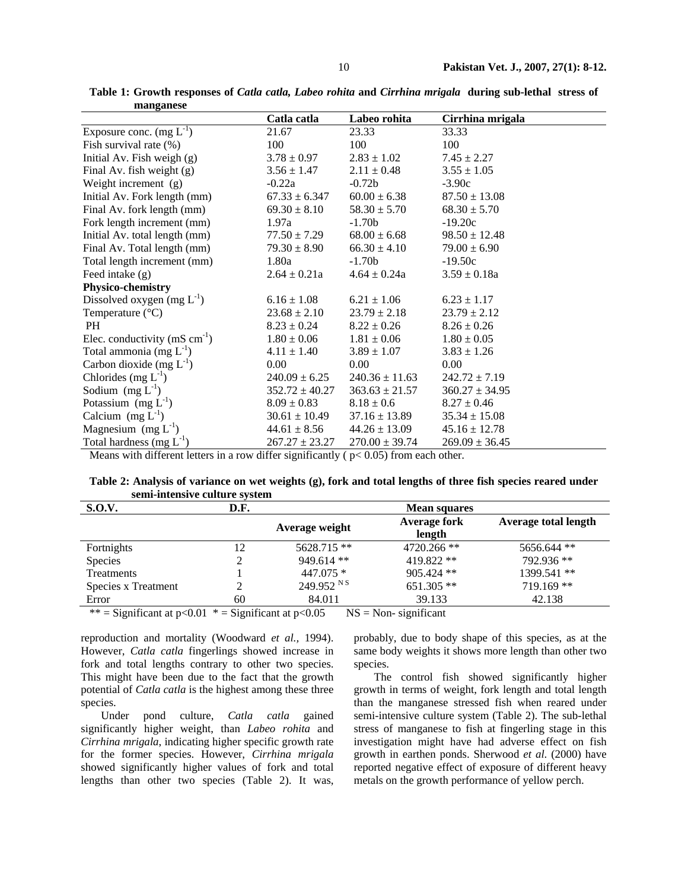**Table 1: Growth responses of *Catla catla, Labeo rohita* and *Cirrhina mrigala* during sub-lethal stress of manganese**

| | Catla catla | Labeo rohita | Cirrhina mrigala |
|---|---|---|---|
| Exposure conc. (mg $L^{-1}$) | 21.67 | 23.33 | 33.33 |
| Fish survival rate (%) | 100 | 100 | 100 |
| Initial Av. Fish weigh (g) | 3.78 ± 0.97 | 2.83 ± 1.02 | 7.45 ± 2.27 |
| Final Av. fish weight (g) | 3.56 ± 1.47 | 2.11 ± 0.48 | 3.55 ± 1.05 |
| Weight increment (g) | -0.22a | -0.72b | -3.90c |
| Initial Av. Fork length (mm) | 67.33 ± 6.347 | 60.00 ± 6.38 | 87.50 ± 13.08 |
| Final Av. fork length (mm) | 69.30 ± 8.10 | 58.30 ± 5.70 | 68.30 ± 5.70 |
| Fork length increment (mm) | 1.97a | -1.70b | -19.20c |
| Initial Av. total length (mm) | 77.50 ± 7.29 | 68.00 ± 6.68 | 98.50 ± 12.48 |
| Final Av. Total length (mm) | 79.30 ± 8.90 | 66.30 ± 4.10 | 79.00 ± 6.90 |
| Total length increment (mm) | 1.80a | -1.70b | -19.50c |
| Feed intake (g) | 2.64 ± 0.21a | 4.64 ± 0.24a | 3.59 ± 0.18a |
| **Physico-chemistry** | | | |
| Dissolved oxygen (mg $L^{-1}$) | 6.16 ± 1.08 | 6.21 ± 1.06 | 6.23 ± 1.17 |
| Temperature (°C) | 23.68 ± 2.10 | 23.79 ± 2.18 | 23.79 ± 2.12 |
| PH | 8.23 ± 0.24 | 8.22 ± 0.26 | 8.26 ± 0.26 |
| Elec. conductivity (mS $cm^{-1}$) | 1.80 ± 0.06 | 1.81 ± 0.06 | 1.80 ± 0.05 |
| Total ammonia (mg $L^{-1}$) | 4.11 ± 1.40 | 3.89 ± 1.07 | 3.83 ± 1.26 |
| Carbon dioxide (mg $L^{-1}$) | 0.00 | 0.00 | 0.00 |
| Chlorides (mg $L^{-1}$) | 240.09 ± 6.25 | 240.36 ± 11.63 | 242.72 ± 7.19 |
| Sodium (mg $L^{-1}$) | 352.72 ± 40.27 | 363.63 ± 21.57 | 360.27 ± 34.95 |
| Potassium (mg $L^{-1}$) | 8.09 ± 0.83 | 8.18 ± 0.6 | 8.27 ± 0.46 |
| Calcium (mg $L^{-1}$) | 30.61 ± 10.49 | 37.16 ± 13.89 | 35.34 ± 15.08 |
| Magnesium (mg $L^{-1}$) | 44.61 ± 8.56 | 44.26 ± 13.09 | 45.16 ± 12.78 |
| Total hardness (mg $L^{-1}$) | 267.27 ± 23.27 | 270.00 ± 39.74 | 269.09 ± 36.45 |

Means with different letters in a row differ significantly ( $p< 0.05$) from each other.

**Table 2: Analysis of variance on wet weights (g), fork and total lengths of three fish species reared under semi-intensive culture system**

| S.O.V. | D.F. | Mean squares | | |
|---|---|---|---|---|
| | | Average weight | Average fork length | Average total length |
| Fortnights | 12 | 5628.715 ** | 4720.266 ** | 5656.644 ** |
| Species | 2 | 949.614 ** | 419.822 ** | 792.936 ** |
| Treatments | 1 | 447.075 * | 905.424 ** | 1399.541 ** |
| Species x Treatment | 2 | 249.952 NS | 651.305 ** | 719.169 ** |
| Error | 60 | 84.011 | 39.133 | 42.138 |

** = Significant at $p<0.01$ * = Significant at $p<0.05$ NS = Non- significant

reproduction and mortality (Woodward *et al.,* 1994). However, *Catla catla* fingerlings showed increase in fork and total lengths contrary to other two species. This might have been due to the fact that the growth potential of *Catla catla* is the highest among these three species.

Under pond culture, *Catla catla* gained significantly higher weight, than *Labeo rohita* and *Cirrhina mrigala*, indicating higher specific growth rate for the former species. However, *Cirrhina mrigala* showed significantly higher values of fork and total lengths than other two species (Table 2). It was, probably, due to body shape of this species, as at the same body weights it shows more length than other two species.

The control fish showed significantly higher growth in terms of weight, fork length and total length than the manganese stressed fish when reared under semi-intensive culture system (Table 2). The sub-lethal stress of manganese to fish at fingerling stage in this investigation might have had adverse effect on fish growth in earthen ponds. Sherwood *et al.* (2000) have reported negative effect of exposure of different heavy metals on the growth performance of yellow perch.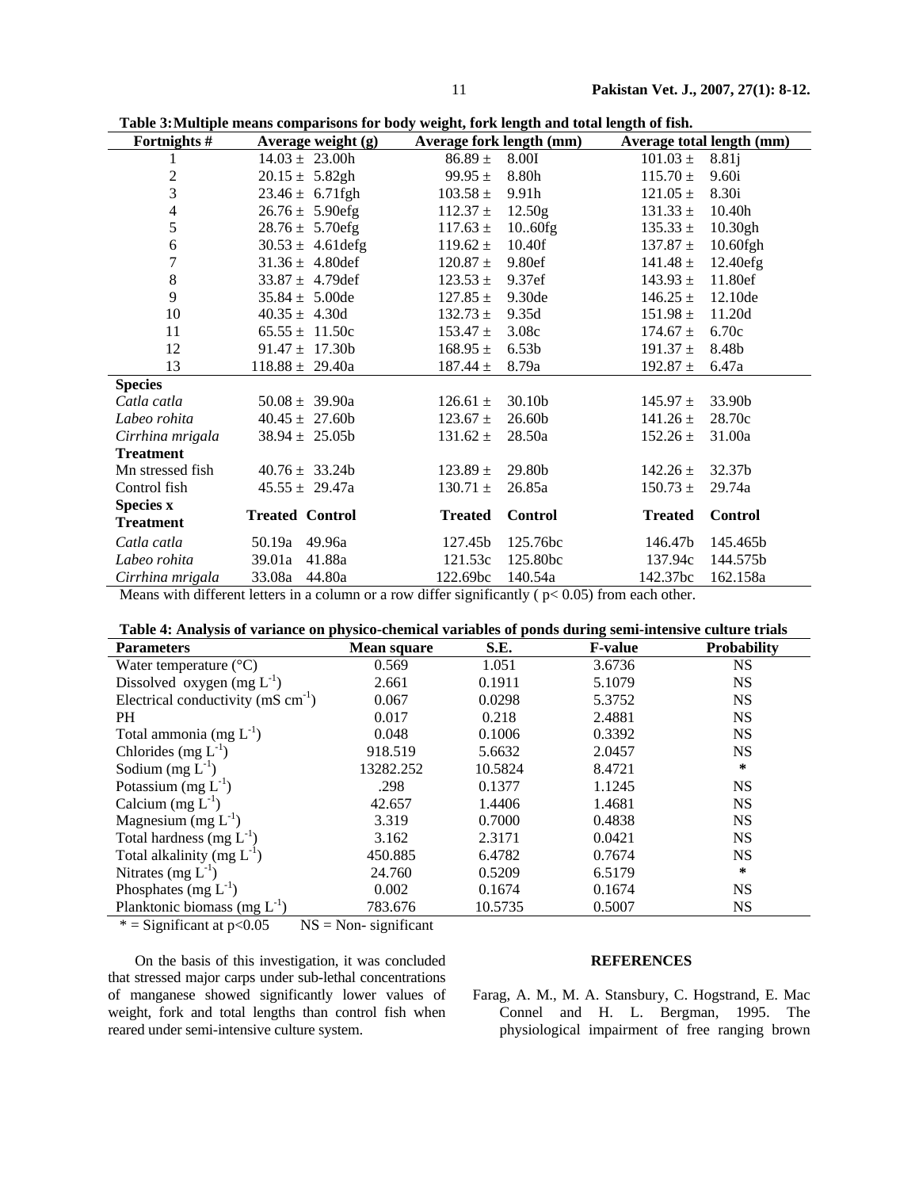**Table 3: Multiple means comparisons for body weight, fork length and total length of fish.**

| Fortnights # | Average weight (g) | | Average fork length (mm) | | Average total length (mm) | |
|---|---|---|---|---|---|---|
| 1 | 14.03 ± | 23.00h | 86.89 ± | 8.00I | 101.03 ± | 8.81j |
| 2 | 20.15 ± | 5.82gh | 99.95 ± | 8.80h | 115.70 ± | 9.60i |
| 3 | 23.46 ± | 6.71fgh | 103.58 ± | 9.91h | 121.05 ± | 8.30i |
| 4 | 26.76 ± | 5.90efg | 112.37 ± | 12.50g | 131.33 ± | 10.40h |
| 5 | 28.76 ± | 5.70efg | 117.63 ± | 10..60fg | 135.33 ± | 10.30gh |
| 6 | 30.53 ± | 4.61defg | 119.62 ± | 10.40f | 137.87 ± | 10.60fgh |
| 7 | 31.36 ± | 4.80def | 120.87 ± | 9.80ef | 141.48 ± | 12.40efg |
| 8 | 33.87 ± | 4.79def | 123.53 ± | 9.37ef | 143.93 ± | 11.80ef |
| 9 | 35.84 ± | 5.00de | 127.85 ± | 9.30de | 146.25 ± | 12.10de |
| 10 | 40.35 ± | 4.30d | 132.73 ± | 9.35d | 151.98 ± | 11.20d |
| 11 | 65.55 ± | 11.50c | 153.47 ± | 3.08c | 174.67 ± | 6.70c |
| 12 | 91.47 ± | 17.30b | 168.95 ± | 6.53b | 191.37 ± | 8.48b |
| 13 | 118.88 ± | 29.40a | 187.44 ± | 8.79a | 192.87 ± | 6.47a |
| **Species** | | | | | | |
| *Catla catla* | 50.08 ± | 39.90a | 126.61 ± | 30.10b | 145.97 ± | 33.90b |
| *Labeo rohita* | 40.45 ± | 27.60b | 123.67 ± | 26.60b | 141.26 ± | 28.70c |
| *Cirrhina mrigala* | 38.94 ± | 25.05b | 131.62 ± | 28.50a | 152.26 ± | 31.00a |
| **Treatment** | | | | | | |
| Mn stressed fish | 40.76 ± | 33.24b | 123.89 ± | 29.80b | 142.26 ± | 32.37b |
| Control fish | 45.55 ± | 29.47a | 130.71 ± | 26.85a | 150.73 ± | 29.74a |
| **Species x Treatment** | **Treated** | **Control** | **Treated** | **Control** | **Treated** | **Control** |
| *Catla catla* | 50.19a | 49.96a | 127.45b | 125.76bc | 146.47b | 145.465b |
| *Labeo rohita* | 39.01a | 41.88a | 121.53c | 125.80bc | 137.94c | 144.575b |
| *Cirrhina mrigala* | 33.08a | 44.80a | 122.69bc | 140.54a | 142.37bc | 162.158a |

Means with different letters in a column or a row differ significantly ( $p < 0.05$) from each other.

**Table 4: Analysis of variance on physico-chemical variables of ponds during semi-intensive culture trials**

| Parameters | Mean square | S.E. | F-value | Probability |
|---|---|---|---|---|
| Water temperature (°C) | 0.569 | 1.051 | 3.6736 | NS |
| Dissolved oxygen (mg $L^{-1}$) | 2.661 | 0.1911 | 5.1079 | NS |
| Electrical conductivity (mS $cm^{-1}$) | 0.067 | 0.0298 | 5.3752 | NS |
| PH | 0.017 | 0.218 | 2.4881 | NS |
| Total ammonia (mg $L^{-1}$) | 0.048 | 0.1006 | 0.3392 | NS |
| Chlorides (mg $L^{-1}$) | 918.519 | 5.6632 | 2.0457 | NS |
| Sodium (mg $L^{-1}$) | 13282.252 | 10.5824 | 8.4721 | * |
| Potassium (mg $L^{-1}$) | .298 | 0.1377 | 1.1245 | NS |
| Calcium (mg $L^{-1}$) | 42.657 | 1.4406 | 1.4681 | NS |
| Magnesium (mg $L^{-1}$) | 3.319 | 0.7000 | 0.4838 | NS |
| Total hardness (mg $L^{-1}$) | 3.162 | 2.3171 | 0.0421 | NS |
| Total alkalinity (mg $L^{-1}$) | 450.885 | 6.4782 | 0.7674 | NS |
| Nitrates (mg $L^{-1}$) | 24.760 | 0.5209 | 6.5179 | * |
| Phosphates (mg $L^{-1}$) | 0.002 | 0.1674 | 0.1674 | NS |
| Planktonic biomass (mg $L^{-1}$) | 783.676 | 10.5735 | 0.5007 | NS |

* = Significant at $p<0.05$ NS = Non- significant

On the basis of this investigation, it was concluded that stressed major carps under sub-lethal concentrations of manganese showed significantly lower values of weight, fork and total lengths than control fish when reared under semi-intensive culture system.

## REFERENCES

Farag, A. M., M. A. Stansbury, C. Hogstrand, E. Mac Connel and H. L. Bergman, 1995. The physiological impairment of free ranging brown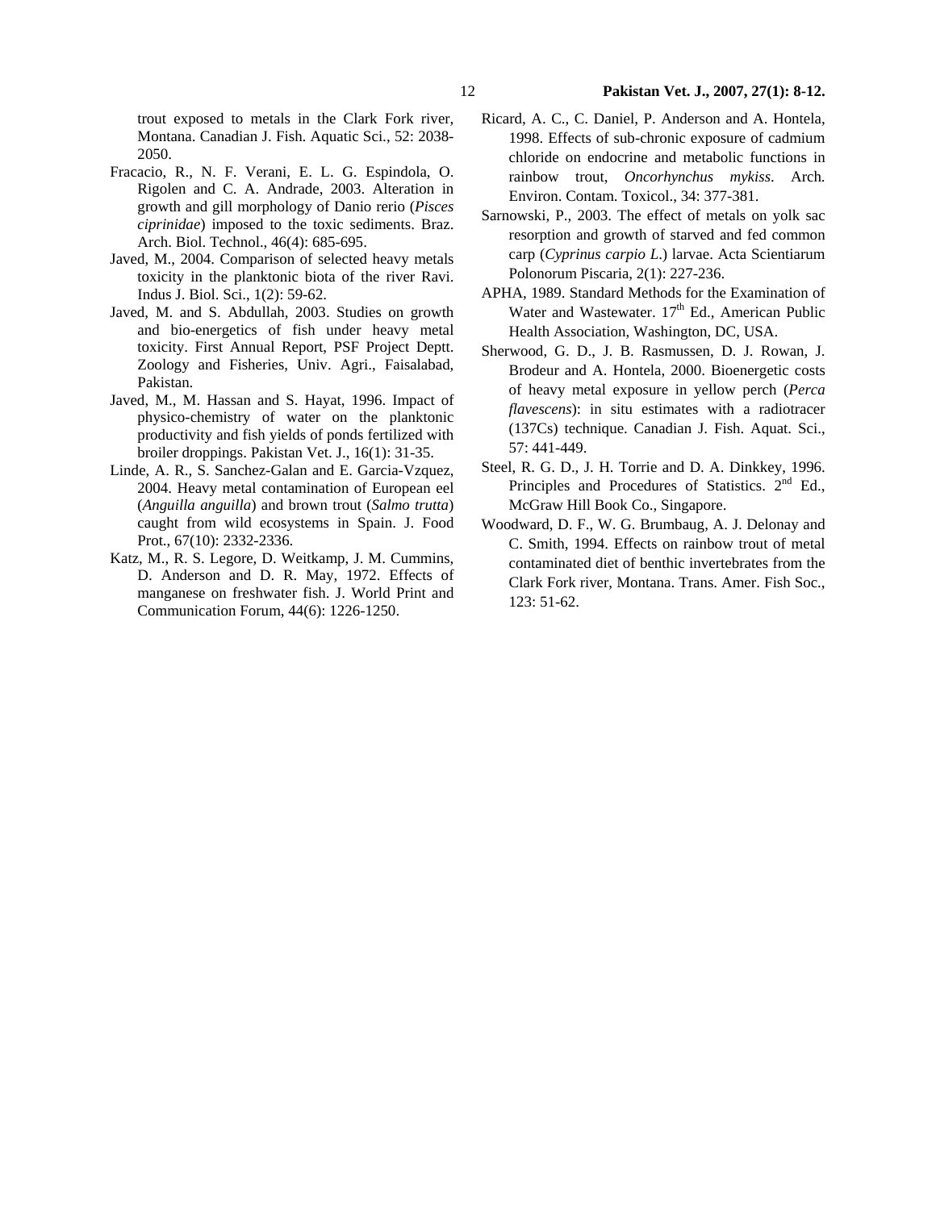trout exposed to metals in the Clark Fork river, Montana. Canadian J. Fish. Aquatic Sci., 52: 2038-2050.

Fracacio, R., N. F. Verani, E. L. G. Espindola, O. Rigolen and C. A. Andrade, 2003. Alteration in growth and gill morphology of Danio rerio (*Pisces ciprinidae*) imposed to the toxic sediments. Braz. Arch. Biol. Technol., 46(4): 685-695.

Javed, M., 2004. Comparison of selected heavy metals toxicity in the planktonic biota of the river Ravi. Indus J. Biol. Sci., 1(2): 59-62.

Javed, M. and S. Abdullah, 2003. Studies on growth and bio-energetics of fish under heavy metal toxicity. First Annual Report, PSF Project Deptt. Zoology and Fisheries, Univ. Agri., Faisalabad, Pakistan.

Javed, M., M. Hassan and S. Hayat, 1996. Impact of physico-chemistry of water on the planktonic productivity and fish yields of ponds fertilized with broiler droppings. Pakistan Vet. J., 16(1): 31-35.

Linde, A. R., S. Sanchez-Galan and E. Garcia-Vzquez, 2004. Heavy metal contamination of European eel (*Anguilla anguilla*) and brown trout (*Salmo trutta*) caught from wild ecosystems in Spain. J. Food Prot., 67(10): 2332-2336.

Katz, M., R. S. Legore, D. Weitkamp, J. M. Cummins, D. Anderson and D. R. May, 1972. Effects of manganese on freshwater fish. J. World Print and Communication Forum, 44(6): 1226-1250.

Ricard, A. C., C. Daniel, P. Anderson and A. Hontela, 1998. Effects of sub-chronic exposure of cadmium chloride on endocrine and metabolic functions in rainbow trout, *Oncorhynchus mykiss*. Arch. Environ. Contam. Toxicol., 34: 377-381.

Sarnowski, P., 2003. The effect of metals on yolk sac resorption and growth of starved and fed common carp (*Cyprinus carpio L.*) larvae. Acta Scientiarum Polonorum Piscaria, 2(1): 227-236.

APHA, 1989. Standard Methods for the Examination of Water and Wastewater. 17$^{th}$ Ed., American Public Health Association, Washington, DC, USA.

Sherwood, G. D., J. B. Rasmussen, D. J. Rowan, J. Brodeur and A. Hontela, 2000. Bioenergetic costs of heavy metal exposure in yellow perch (*Perca flavescens*): in situ estimates with a radiotracer (137Cs) technique. Canadian J. Fish. Aquat. Sci., 57: 441-449.

Steel, R. G. D., J. H. Torrie and D. A. Dinkkey, 1996. Principles and Procedures of Statistics. 2$^{nd}$ Ed., McGraw Hill Book Co., Singapore.

Woodward, D. F., W. G. Brumbaug, A. J. Delonay and C. Smith, 1994. Effects on rainbow trout of metal contaminated diet of benthic invertebrates from the Clark Fork river, Montana. Trans. Amer. Fish Soc., 123: 51-62.